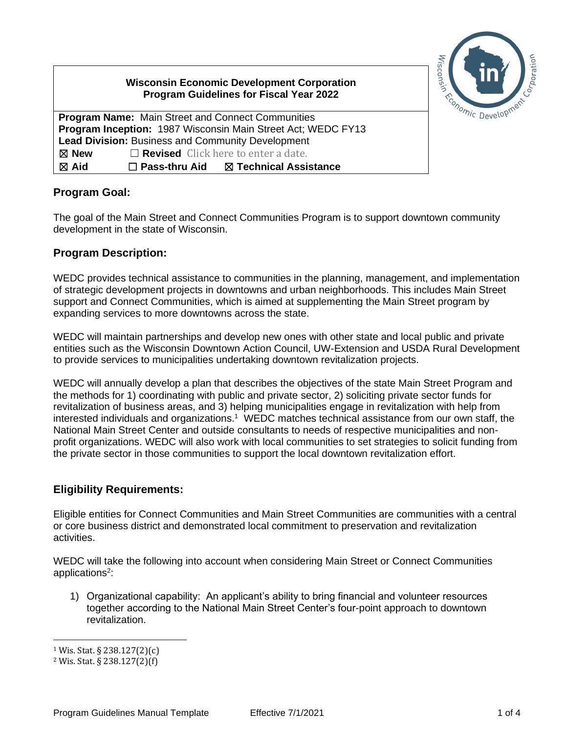**Wisconsin Economic Development Corporation**
**Program Guidelines for Fiscal Year 2022**

**Program Name:** Main Street and Connect Communities
**Program Inception:** 1987 Wisconsin Main Street Act; WEDC FY13
**Lead Division:** Business and Community Development
☒ **New** ☐ **Revised** Click here to enter a date.
☒ **Aid** ☐ **Pass-thru Aid** ☒ **Technical Assistance**

## Program Goal:

The goal of the Main Street and Connect Communities Program is to support downtown community development in the state of Wisconsin.

## Program Description:

WEDC provides technical assistance to communities in the planning, management, and implementation of strategic development projects in downtowns and urban neighborhoods. This includes Main Street support and Connect Communities, which is aimed at supplementing the Main Street program by expanding services to more downtowns across the state.

WEDC will maintain partnerships and develop new ones with other state and local public and private entities such as the Wisconsin Downtown Action Council, UW-Extension and USDA Rural Development to provide services to municipalities undertaking downtown revitalization projects.

WEDC will annually develop a plan that describes the objectives of the state Main Street Program and the methods for 1) coordinating with public and private sector, 2) soliciting private sector funds for revitalization of business areas, and 3) helping municipalities engage in revitalization with help from interested individuals and organizations.[1] WEDC matches technical assistance from our own staff, the National Main Street Center and outside consultants to needs of respective municipalities and non-profit organizations. WEDC will also work with local communities to set strategies to solicit funding from the private sector in those communities to support the local downtown revitalization effort.

## Eligibility Requirements:

Eligible entities for Connect Communities and Main Street Communities are communities with a central or core business district and demonstrated local commitment to preservation and revitalization activities.

WEDC will take the following into account when considering Main Street or Connect Communities applications[2]:

1) Organizational capability: An applicant's ability to bring financial and volunteer resources together according to the National Main Street Center's four-point approach to downtown revitalization.

---

[1] Wis. Stat. § 238.127(2)(c)
[2] Wis. Stat. § 238.127(2)(f)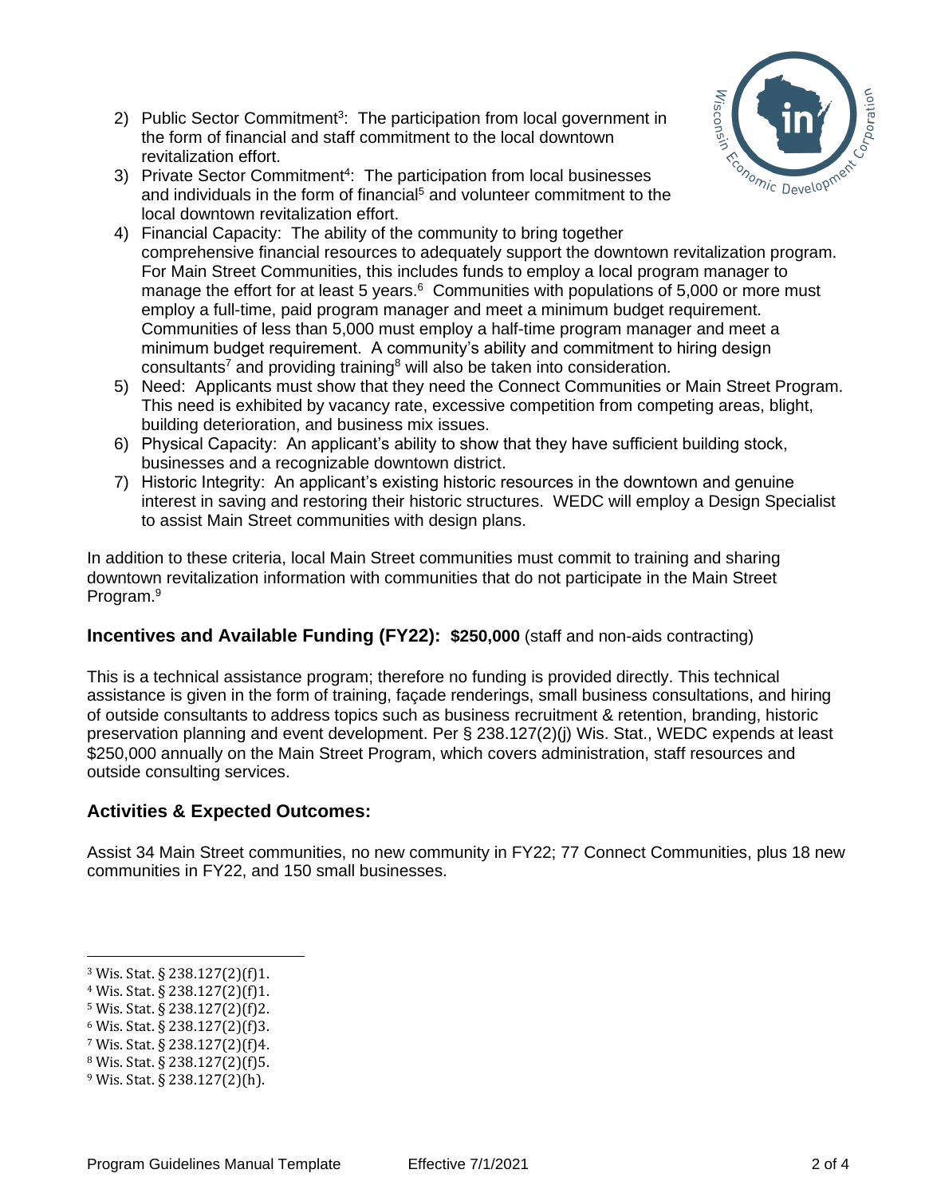2) Public Sector Commitment[3]: The participation from local government in the form of financial and staff commitment to the local downtown revitalization effort.
3) Private Sector Commitment[4]: The participation from local businesses and individuals in the form of financial[5] and volunteer commitment to the local downtown revitalization effort.
4) Financial Capacity: The ability of the community to bring together comprehensive financial resources to adequately support the downtown revitalization program. For Main Street Communities, this includes funds to employ a local program manager to manage the effort for at least 5 years.[6] Communities with populations of 5,000 or more must employ a full-time, paid program manager and meet a minimum budget requirement. Communities of less than 5,000 must employ a half-time program manager and meet a minimum budget requirement. A community's ability and commitment to hiring design consultants[7] and providing training[8] will also be taken into consideration.
5) Need: Applicants must show that they need the Connect Communities or Main Street Program. This need is exhibited by vacancy rate, excessive competition from competing areas, blight, building deterioration, and business mix issues.
6) Physical Capacity: An applicant's ability to show that they have sufficient building stock, businesses and a recognizable downtown district.
7) Historic Integrity: An applicant's existing historic resources in the downtown and genuine interest in saving and restoring their historic structures. WEDC will employ a Design Specialist to assist Main Street communities with design plans.

In addition to these criteria, local Main Street communities must commit to training and sharing downtown revitalization information with communities that do not participate in the Main Street Program.[9]

## Incentives and Available Funding (FY22): **$250,000** (staff and non-aids contracting)

This is a technical assistance program; therefore no funding is provided directly. This technical assistance is given in the form of training, façade renderings, small business consultations, and hiring of outside consultants to address topics such as business recruitment & retention, branding, historic preservation planning and event development. Per § 238.127(2)(j) Wis. Stat., WEDC expends at least $250,000 annually on the Main Street Program, which covers administration, staff resources and outside consulting services.

## Activities & Expected Outcomes:

Assist 34 Main Street communities, no new community in FY22; 77 Connect Communities, plus 18 new communities in FY22, and 150 small businesses.

---

[3] Wis. Stat. § 238.127(2)(f)1.
[4] Wis. Stat. § 238.127(2)(f)1.
[5] Wis. Stat. § 238.127(2)(f)2.
[6] Wis. Stat. § 238.127(2)(f)3.
[7] Wis. Stat. § 238.127(2)(f)4.
[8] Wis. Stat. § 238.127(2)(f)5.
[9] Wis. Stat. § 238.127(2)(h).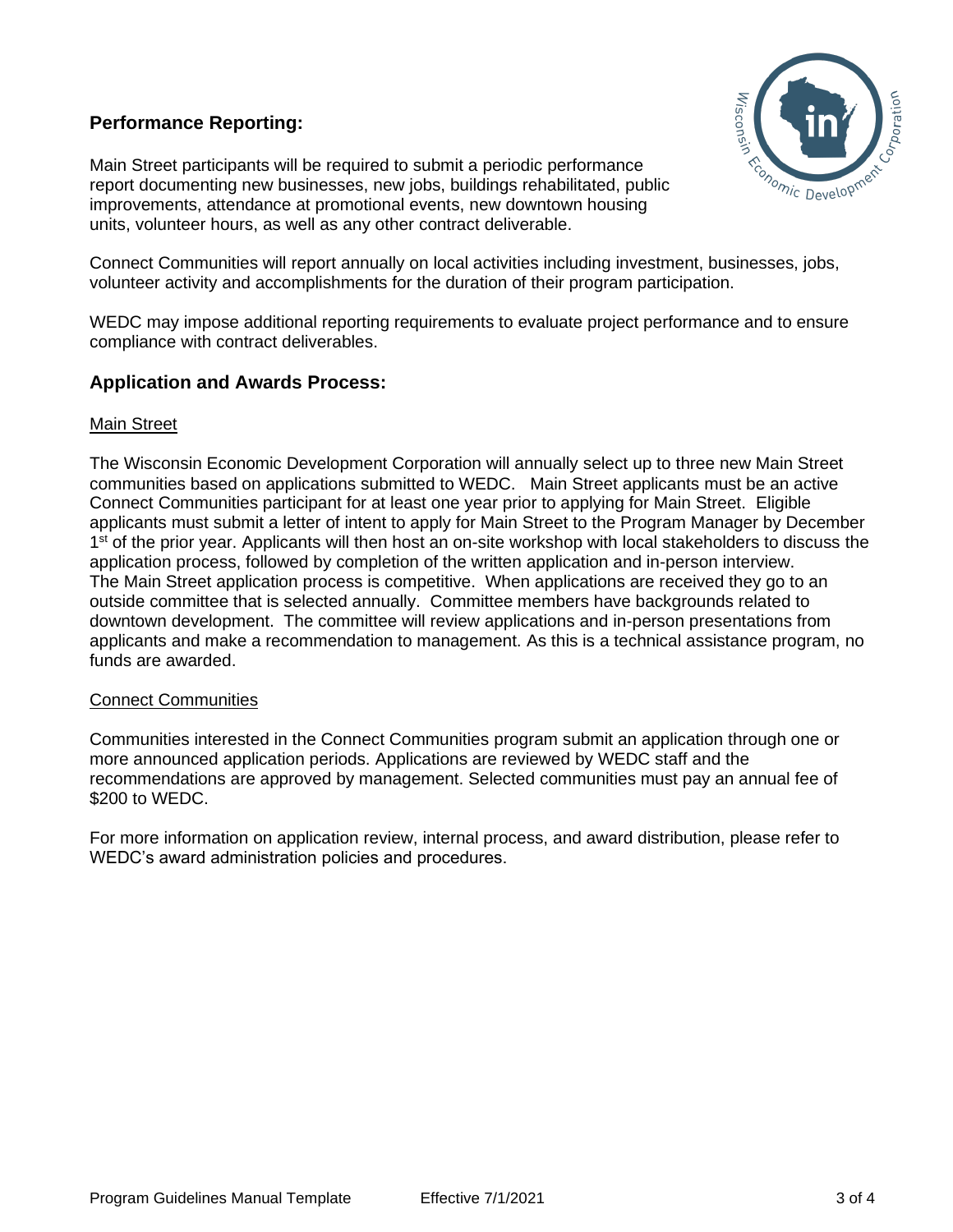## Performance Reporting:

Main Street participants will be required to submit a periodic performance report documenting new businesses, new jobs, buildings rehabilitated, public improvements, attendance at promotional events, new downtown housing units, volunteer hours, as well as any other contract deliverable.

Connect Communities will report annually on local activities including investment, businesses, jobs, volunteer activity and accomplishments for the duration of their program participation.

WEDC may impose additional reporting requirements to evaluate project performance and to ensure compliance with contract deliverables.

## Application and Awards Process:

### Main Street

The Wisconsin Economic Development Corporation will annually select up to three new Main Street communities based on applications submitted to WEDC. Main Street applicants must be an active Connect Communities participant for at least one year prior to applying for Main Street. Eligible applicants must submit a letter of intent to apply for Main Street to the Program Manager by December 1st of the prior year. Applicants will then host an on-site workshop with local stakeholders to discuss the application process, followed by completion of the written application and in-person interview. The Main Street application process is competitive. When applications are received they go to an outside committee that is selected annually. Committee members have backgrounds related to downtown development. The committee will review applications and in-person presentations from applicants and make a recommendation to management. As this is a technical assistance program, no funds are awarded.

### Connect Communities

Communities interested in the Connect Communities program submit an application through one or more announced application periods. Applications are reviewed by WEDC staff and the recommendations are approved by management. Selected communities must pay an annual fee of $200 to WEDC.

For more information on application review, internal process, and award distribution, please refer to WEDC's award administration policies and procedures.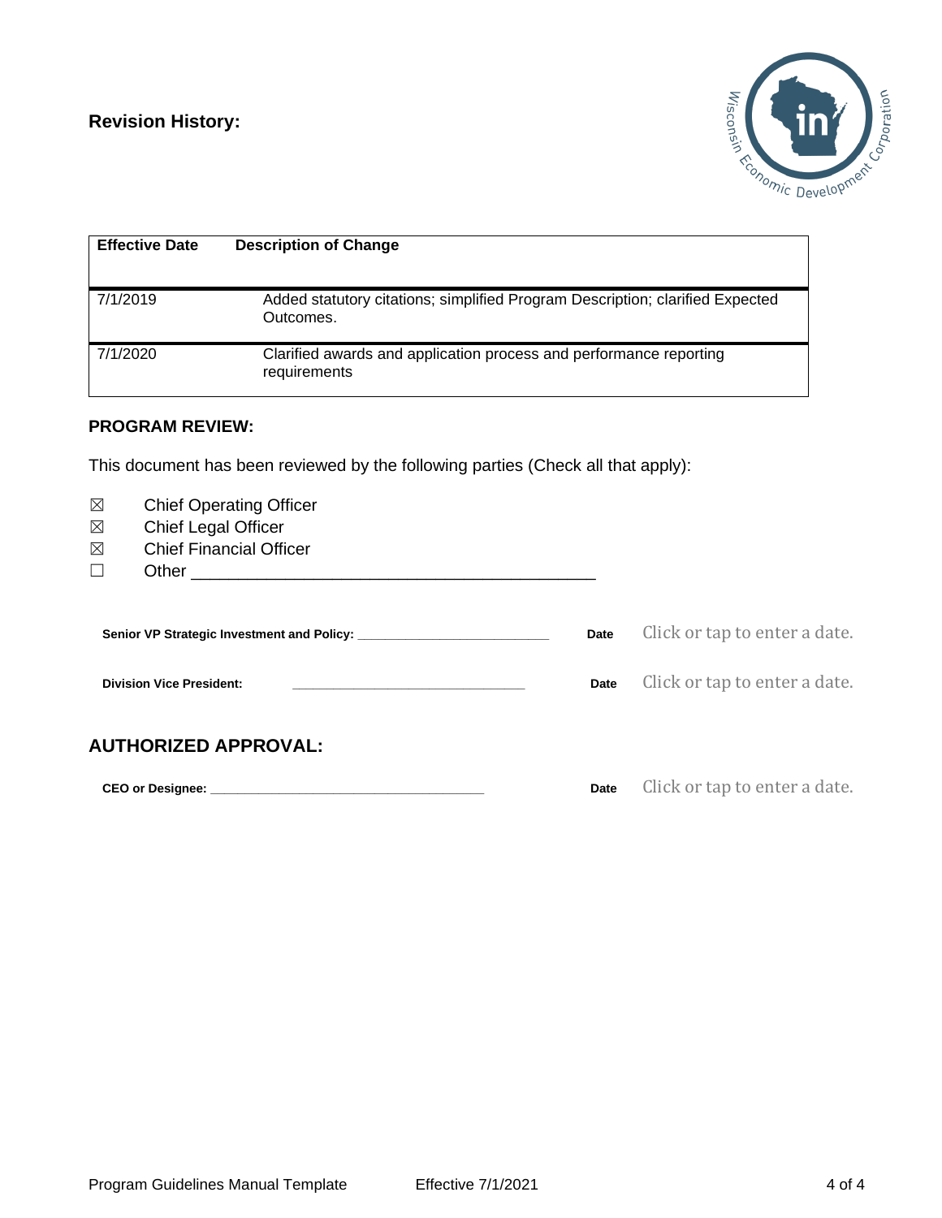## Revision History:

| Effective Date | Description of Change |
|---|---|
| 7/1/2019 | Added statutory citations; simplified Program Description; clarified Expected Outcomes. |
| 7/1/2020 | Clarified awards and application process and performance reporting requirements |

### PROGRAM REVIEW:

This document has been reviewed by the following parties (Check all that apply):

☒ Chief Operating Officer
☒ Chief Legal Officer
☒ Chief Financial Officer
☐ Other ___________________________________________

**Senior VP Strategic Investment and Policy:** __________________________ **Date** Click or tap to enter a date.

**Division Vice President:** ________________________________ **Date** Click or tap to enter a date.

## AUTHORIZED APPROVAL:

**CEO or Designee:** ______________________________________ **Date** Click or tap to enter a date.